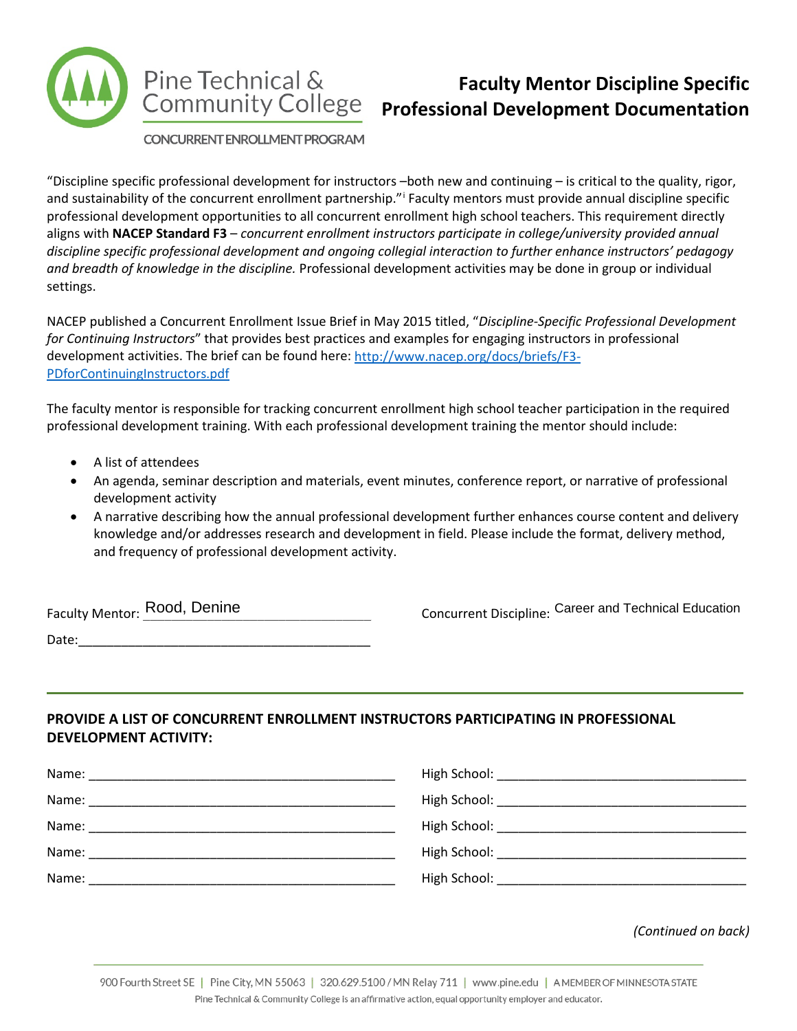Pine Technical & Community College

CONCURRENT ENROLLMENT PROGRAM

# Faculty Mentor Discipline Specific Professional Development Documentation

"Discipline specific professional development for instructors –both new and continuing – is critical to the quality, rigor, and sustainability of the concurrent enrollment partnership."[i] Faculty mentors must provide annual discipline specific professional development opportunities to all concurrent enrollment high school teachers. This requirement directly aligns with **NACEP Standard F3** – *concurrent enrollment instructors participate in college/university provided annual discipline specific professional development and ongoing collegial interaction to further enhance instructors' pedagogy and breadth of knowledge in the discipline.* Professional development activities may be done in group or individual settings.

NACEP published a Concurrent Enrollment Issue Brief in May 2015 titled, "*Discipline-Specific Professional Development for Continuing Instructors*" that provides best practices and examples for engaging instructors in professional development activities. The brief can be found here: [http://www.nacep.org/docs/briefs/F3-PDforContinuingInstructors.pdf](http://www.nacep.org/docs/briefs/F3-PDforContinuingInstructors.pdf)

The faculty mentor is responsible for tracking concurrent enrollment high school teacher participation in the required professional development training. With each professional development training the mentor should include:

- A list of attendees
- An agenda, seminar description and materials, event minutes, conference report, or narrative of professional development activity
- A narrative describing how the annual professional development further enhances course content and delivery knowledge and/or addresses research and development in field. Please include the format, delivery method, and frequency of professional development activity.

Faculty Mentor: Rood, Denine

Concurrent Discipline: Career and Technical Education

Date: ________________________________________

## PROVIDE A LIST OF CONCURRENT ENROLLMENT INSTRUCTORS PARTICIPATING IN PROFESSIONAL DEVELOPMENT ACTIVITY:

Name: ________________________________________ High School: ________________________________

Name: ________________________________________ High School: ________________________________

Name: ________________________________________ High School: ________________________________

Name: ________________________________________ High School: ________________________________

Name: ________________________________________ High School: ________________________________

*(Continued on back)*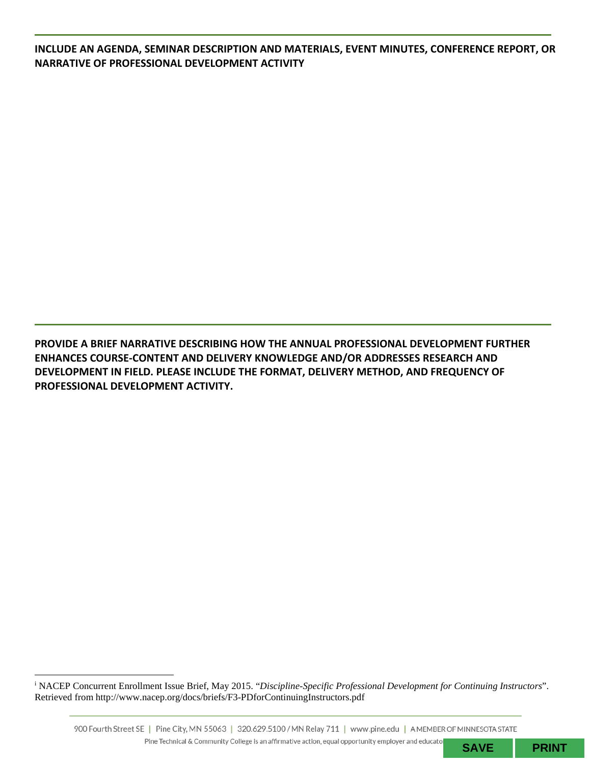**INCLUDE AN AGENDA, SEMINAR DESCRIPTION AND MATERIALS, EVENT MINUTES, CONFERENCE REPORT, OR NARRATIVE OF PROFESSIONAL DEVELOPMENT ACTIVITY**

**PROVIDE A BRIEF NARRATIVE DESCRIBING HOW THE ANNUAL PROFESSIONAL DEVELOPMENT FURTHER ENHANCES COURSE-CONTENT AND DELIVERY KNOWLEDGE AND/OR ADDRESSES RESEARCH AND DEVELOPMENT IN FIELD. PLEASE INCLUDE THE FORMAT, DELIVERY METHOD, AND FREQUENCY OF PROFESSIONAL DEVELOPMENT ACTIVITY.**

[i] NACEP Concurrent Enrollment Issue Brief, May 2015. "*Discipline-Specific Professional Development for Continuing Instructors*". Retrieved from http://www.nacep.org/docs/briefs/F3-PDforContinuingInstructors.pdf